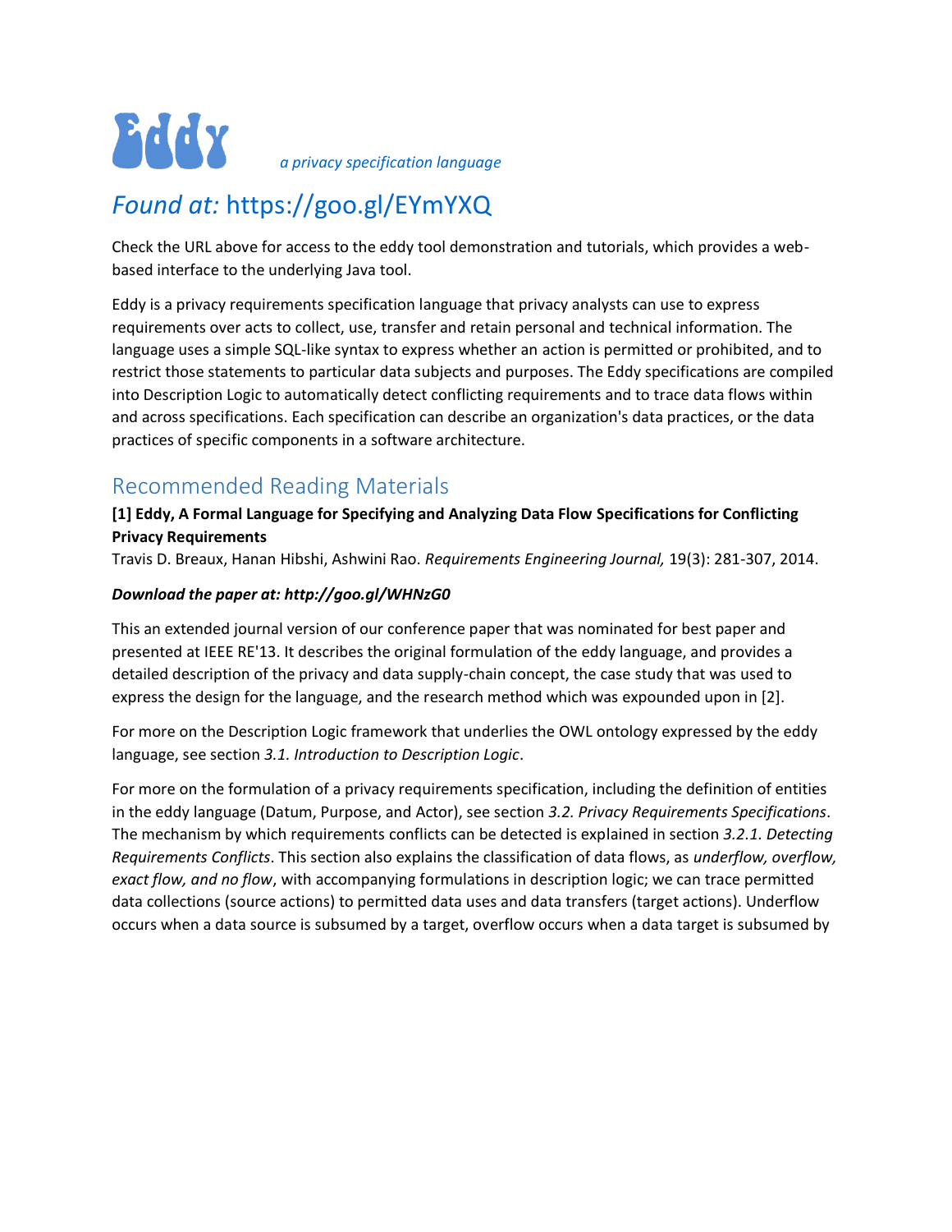# Eddy *a privacy specification language*

# *Found at:* https://goo.gl/EYmYXQ

Check the URL above for access to the eddy tool demonstration and tutorials, which provides a web-based interface to the underlying Java tool.

Eddy is a privacy requirements specification language that privacy analysts can use to express requirements over acts to collect, use, transfer and retain personal and technical information. The language uses a simple SQL-like syntax to express whether an action is permitted or prohibited, and to restrict those statements to particular data subjects and purposes. The Eddy specifications are compiled into Description Logic to automatically detect conflicting requirements and to trace data flows within and across specifications. Each specification can describe an organization's data practices, or the data practices of specific components in a software architecture.

## Recommended Reading Materials

**[1] Eddy, A Formal Language for Specifying and Analyzing Data Flow Specifications for Conflicting Privacy Requirements**
Travis D. Breaux, Hanan Hibshi, Ashwini Rao. *Requirements Engineering Journal,* 19(3): 281-307, 2014.

***Download the paper at: http://goo.gl/WHNzG0***

This an extended journal version of our conference paper that was nominated for best paper and presented at IEEE RE'13. It describes the original formulation of the eddy language, and provides a detailed description of the privacy and data supply-chain concept, the case study that was used to express the design for the language, and the research method which was expounded upon in [2].

For more on the Description Logic framework that underlies the OWL ontology expressed by the eddy language, see section *3.1. Introduction to Description Logic*.

For more on the formulation of a privacy requirements specification, including the definition of entities in the eddy language (Datum, Purpose, and Actor), see section *3.2. Privacy Requirements Specifications*. The mechanism by which requirements conflicts can be detected is explained in section *3.2.1. Detecting Requirements Conflicts*. This section also explains the classification of data flows, as *underflow, overflow, exact flow, and no flow*, with accompanying formulations in description logic; we can trace permitted data collections (source actions) to permitted data uses and data transfers (target actions). Underflow occurs when a data source is subsumed by a target, overflow occurs when a data target is subsumed by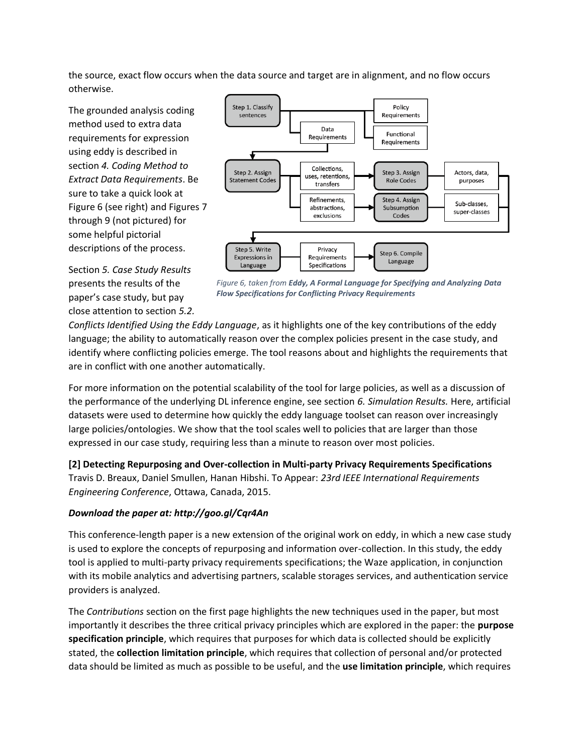the source, exact flow occurs when the data source and target are in alignment, and no flow occurs otherwise.

The grounded analysis coding method used to extra data requirements for expression using eddy is described in section *4. Coding Method to Extract Data Requirements*. Be sure to take a quick look at Figure 6 (see right) and Figures 7 through 9 (not pictured) for some helpful pictorial descriptions of the process.

*Figure 6, taken from* ***Eddy, A Formal Language for Specifying and Analyzing Data Flow Specifications for Conflicting Privacy Requirements***

Section *5. Case Study Results* presents the results of the paper's case study, but pay close attention to section *5.2. Conflicts Identified Using the Eddy Language*, as it highlights one of the key contributions of the eddy language; the ability to automatically reason over the complex policies present in the case study, and identify where conflicting policies emerge. The tool reasons about and highlights the requirements that are in conflict with one another automatically.

For more information on the potential scalability of the tool for large policies, as well as a discussion of the performance of the underlying DL inference engine, see section *6. Simulation Results.* Here, artificial datasets were used to determine how quickly the eddy language toolset can reason over increasingly large policies/ontologies. We show that the tool scales well to policies that are larger than those expressed in our case study, requiring less than a minute to reason over most policies.

**[2] Detecting Repurposing and Over-collection in Multi-party Privacy Requirements Specifications**
Travis D. Breaux, Daniel Smullen, Hanan Hibshi. To Appear: *23rd IEEE International Requirements Engineering Conference*, Ottawa, Canada, 2015.

***Download the paper at: http://goo.gl/Cqr4An***

This conference-length paper is a new extension of the original work on eddy, in which a new case study is used to explore the concepts of repurposing and information over-collection. In this study, the eddy tool is applied to multi-party privacy requirements specifications; the Waze application, in conjunction with its mobile analytics and advertising partners, scalable storages services, and authentication service providers is analyzed.

The *Contributions* section on the first page highlights the new techniques used in the paper, but most importantly it describes the three critical privacy principles which are explored in the paper: the **purpose specification principle**, which requires that purposes for which data is collected should be explicitly stated, the **collection limitation principle**, which requires that collection of personal and/or protected data should be limited as much as possible to be useful, and the **use limitation principle**, which requires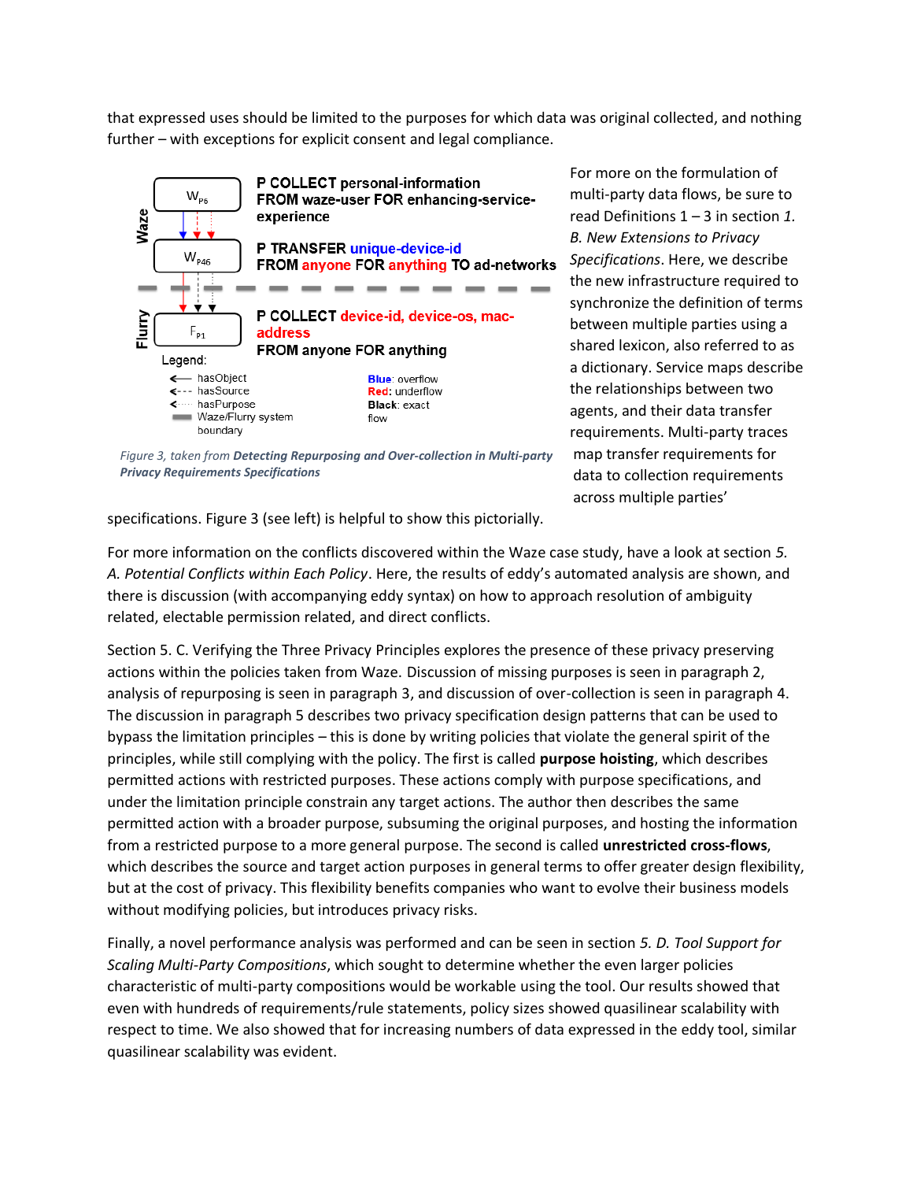that expressed uses should be limited to the purposes for which data was original collected, and nothing further – with exceptions for explicit consent and legal compliance.

Waze

$W_{P6}$

$W_{P46}$

Flurry

$F_{P1}$

P COLLECT personal-information FROM waze-user FOR enhancing-service-experience

P TRANSFER unique-device-id FROM anyone FOR anything TO ad-networks

P COLLECT device-id, device-os, mac-address FROM anyone FOR anything

Legend:

- hasObject
- hasSource
- hasPurpose
- Waze/Flurry system boundary

**Blue**: overflow
**Red**: underflow
**Black**: exact flow

*Figure 3, taken from **Detecting Repurposing and Over-collection in Multi-party Privacy Requirements Specifications***

For more on the formulation of multi-party data flows, be sure to read Definitions 1 – 3 in section *1. B. New Extensions to Privacy Specifications*. Here, we describe the new infrastructure required to synchronize the definition of terms between multiple parties using a shared lexicon, also referred to as a dictionary. Service maps describe the relationships between two agents, and their data transfer requirements. Multi-party traces map transfer requirements for data to collection requirements across multiple parties' specifications. Figure 3 (see left) is helpful to show this pictorially.

For more information on the conflicts discovered within the Waze case study, have a look at section *5. A. Potential Conflicts within Each Policy*. Here, the results of eddy's automated analysis are shown, and there is discussion (with accompanying eddy syntax) on how to approach resolution of ambiguity related, electable permission related, and direct conflicts.

Section 5. C. Verifying the Three Privacy Principles explores the presence of these privacy preserving actions within the policies taken from Waze. Discussion of missing purposes is seen in paragraph 2, analysis of repurposing is seen in paragraph 3, and discussion of over-collection is seen in paragraph 4. The discussion in paragraph 5 describes two privacy specification design patterns that can be used to bypass the limitation principles – this is done by writing policies that violate the general spirit of the principles, while still complying with the policy. The first is called **purpose hoisting**, which describes permitted actions with restricted purposes. These actions comply with purpose specifications, and under the limitation principle constrain any target actions. The author then describes the same permitted action with a broader purpose, subsuming the original purposes, and hosting the information from a restricted purpose to a more general purpose. The second is called **unrestricted cross-flows**, which describes the source and target action purposes in general terms to offer greater design flexibility, but at the cost of privacy. This flexibility benefits companies who want to evolve their business models without modifying policies, but introduces privacy risks.

Finally, a novel performance analysis was performed and can be seen in section *5. D. Tool Support for Scaling Multi-Party Compositions*, which sought to determine whether the even larger policies characteristic of multi-party compositions would be workable using the tool. Our results showed that even with hundreds of requirements/rule statements, policy sizes showed quasilinear scalability with respect to time. We also showed that for increasing numbers of data expressed in the eddy tool, similar quasilinear scalability was evident.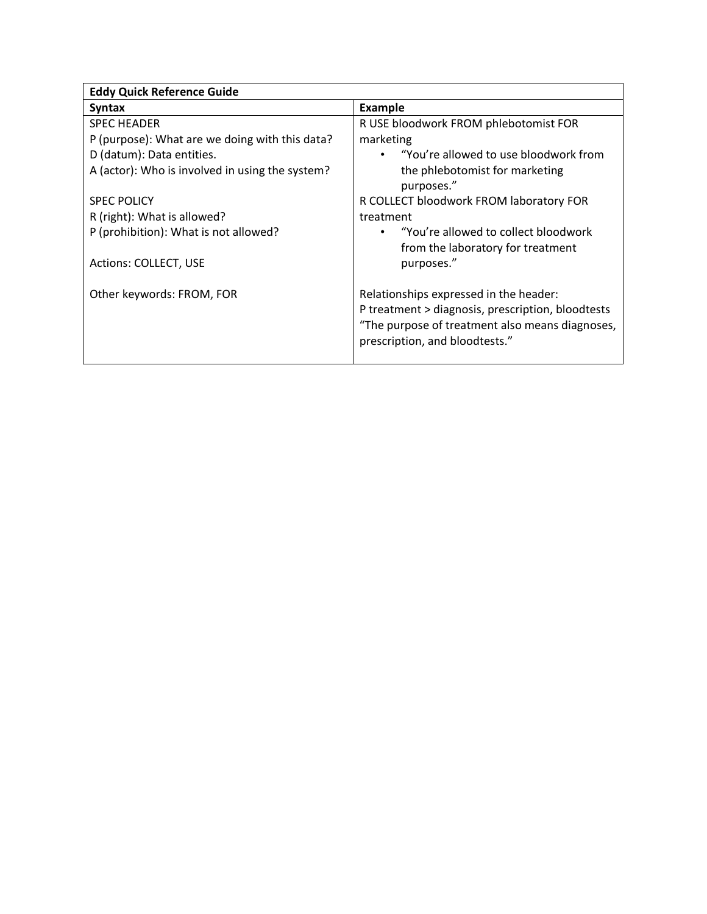| Eddy Quick Reference Guide | |
| --- | --- |
| **Syntax** | **Example** |
| SPEC HEADER<br>P (purpose): What are we doing with this data?<br>D (datum): Data entities.<br>A (actor): Who is involved in using the system?<br><br>SPEC POLICY<br>R (right): What is allowed?<br>P (prohibition): What is not allowed?<br><br>Actions: COLLECT, USE<br><br>Other keywords: FROM, FOR | R USE bloodwork FROM phlebotomist FOR marketing<br>• "You're allowed to use bloodwork from the phlebotomist for marketing purposes."<br>R COLLECT bloodwork FROM laboratory FOR treatment<br>• "You're allowed to collect bloodwork from the laboratory for treatment purposes."<br><br>Relationships expressed in the header:<br>P treatment > diagnosis, prescription, bloodtests<br>"The purpose of treatment also means diagnoses, prescription, and bloodtests." |